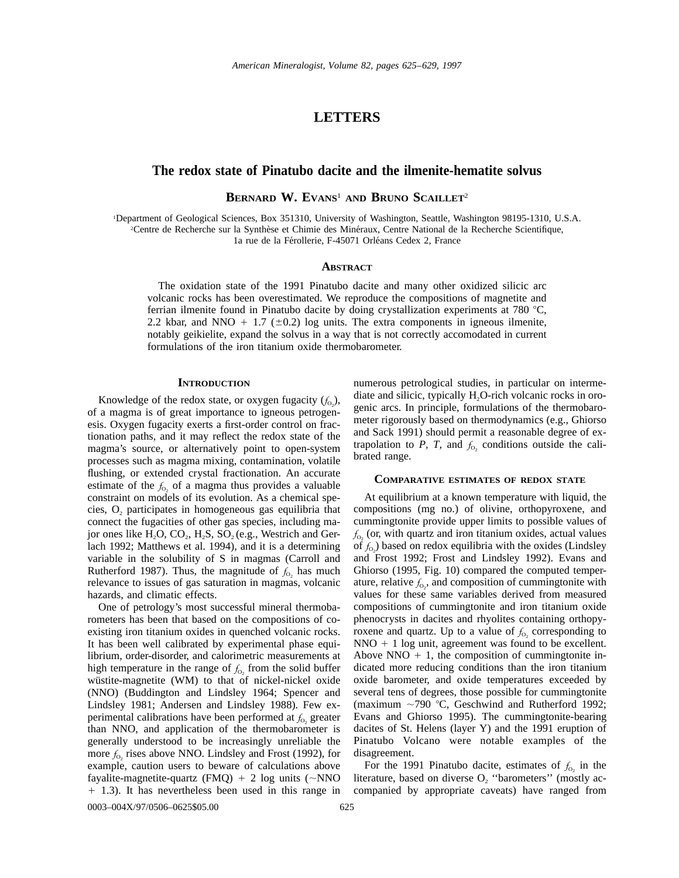# LETTERS

## The redox state of Pinatubo dacite and the ilmenite-hematite solvus

**BERNARD W. EVANS**[1] **AND BRUNO SCAILLET**[2]

[1]Department of Geological Sciences, Box 351310, University of Washington, Seattle, Washington 98195-1310, U.S.A.
[2]Centre de Recherche sur la Synthèse et Chimie des Minéraux, Centre National de la Recherche Scientifique, 1a rue de la Férollerie, F-45071 Orléans Cedex 2, France

### ABSTRACT

The oxidation state of the 1991 Pinatubo dacite and many other oxidized silicic arc volcanic rocks has been overestimated. We reproduce the compositions of magnetite and ferrian ilmenite found in Pinatubo dacite by doing crystallization experiments at 780 °C, 2.2 kbar, and NNO + 1.7 (±0.2) log units. The extra components in igneous ilmenite, notably geikielite, expand the solvus in a way that is not correctly accomodated in current formulations of the iron titanium oxide thermobarometer.

### INTRODUCTION

Knowledge of the redox state, or oxygen fugacity ($f_{O_2}$), of a magma is of great importance to igneous petrogenesis. Oxygen fugacity exerts a first-order control on fractionation paths, and it may reflect the redox state of the magma's source, or alternatively point to open-system processes such as magma mixing, contamination, volatile flushing, or extended crystal fractionation. An accurate estimate of the $f_{O_2}$ of a magma thus provides a valuable constraint on models of its evolution. As a chemical species, $O_2$ participates in homogeneous gas equilibria that connect the fugacities of other gas species, including major ones like $H_2O$, $CO_2$, $H_2S$, $SO_2$ (e.g., Westrich and Gerlach 1992; Matthews et al. 1994), and it is a determining variable in the solubility of S in magmas (Carroll and Rutherford 1987). Thus, the magnitude of $f_{O_2}$ has much relevance to issues of gas saturation in magmas, volcanic hazards, and climatic effects.

One of petrology's most successful mineral thermobarometers has been that based on the compositions of coexisting iron titanium oxides in quenched volcanic rocks. It has been well calibrated by experimental phase equilibrium, order-disorder, and calorimetric measurements at high temperature in the range of $f_{O_2}$ from the solid buffer wüstite-magnetite (WM) to that of nickel-nickel oxide (NNO) (Buddington and Lindsley 1964; Spencer and Lindsley 1981; Andersen and Lindsley 1988). Few experimental calibrations have been performed at $f_{O_2}$ greater than NNO, and application of the thermobarometer is generally understood to be increasingly unreliable the more $f_{O_2}$ rises above NNO. Lindsley and Frost (1992), for example, caution users to beware of calculations above fayalite-magnetite-quartz (FMQ) + 2 log units (~NNO + 1.3). It has nevertheless been used in this range in numerous petrological studies, in particular on intermediate and silicic, typically $H_2O$-rich volcanic rocks in orogenic arcs. In principle, formulations of the thermobarometer rigorously based on thermodynamics (e.g., Ghiorso and Sack 1991) should permit a reasonable degree of extrapolation to $P$, $T$, and $f_{O_2}$ conditions outside the calibrated range.

### COMPARATIVE ESTIMATES OF REDOX STATE

At equilibrium at a known temperature with liquid, the compositions (mg no.) of olivine, orthopyroxene, and cummingtonite provide upper limits to possible values of $f_{O_2}$ (or, with quartz and iron titanium oxides, actual values of $f_{O_2}$) based on redox equilibria with the oxides (Lindsley and Frost 1992; Frost and Lindsley 1992). Evans and Ghiorso (1995, Fig. 10) compared the computed temperature, relative $f_{O_2}$, and composition of cummingtonite with values for these same variables derived from measured compositions of cummingtonite and iron titanium oxide phenocrysts in dacites and rhyolites containing orthopyroxene and quartz. Up to a value of $f_{O_2}$ corresponding to NNO + 1 log unit, agreement was found to be excellent. Above NNO + 1, the composition of cummingtonite indicated more reducing conditions than the iron titanium oxide barometer, and oxide temperatures exceeded by several tens of degrees, those possible for cummingtonite (maximum ~790 °C, Geschwind and Rutherford 1992; Evans and Ghiorso 1995). The cummingtonite-bearing dacites of St. Helens (layer Y) and the 1991 eruption of Pinatubo Volcano were notable examples of the disagreement.

For the 1991 Pinatubo dacite, estimates of $f_{O_2}$ in the literature, based on diverse $O_2$ "barometers" (mostly accompanied by appropriate caveats) have ranged from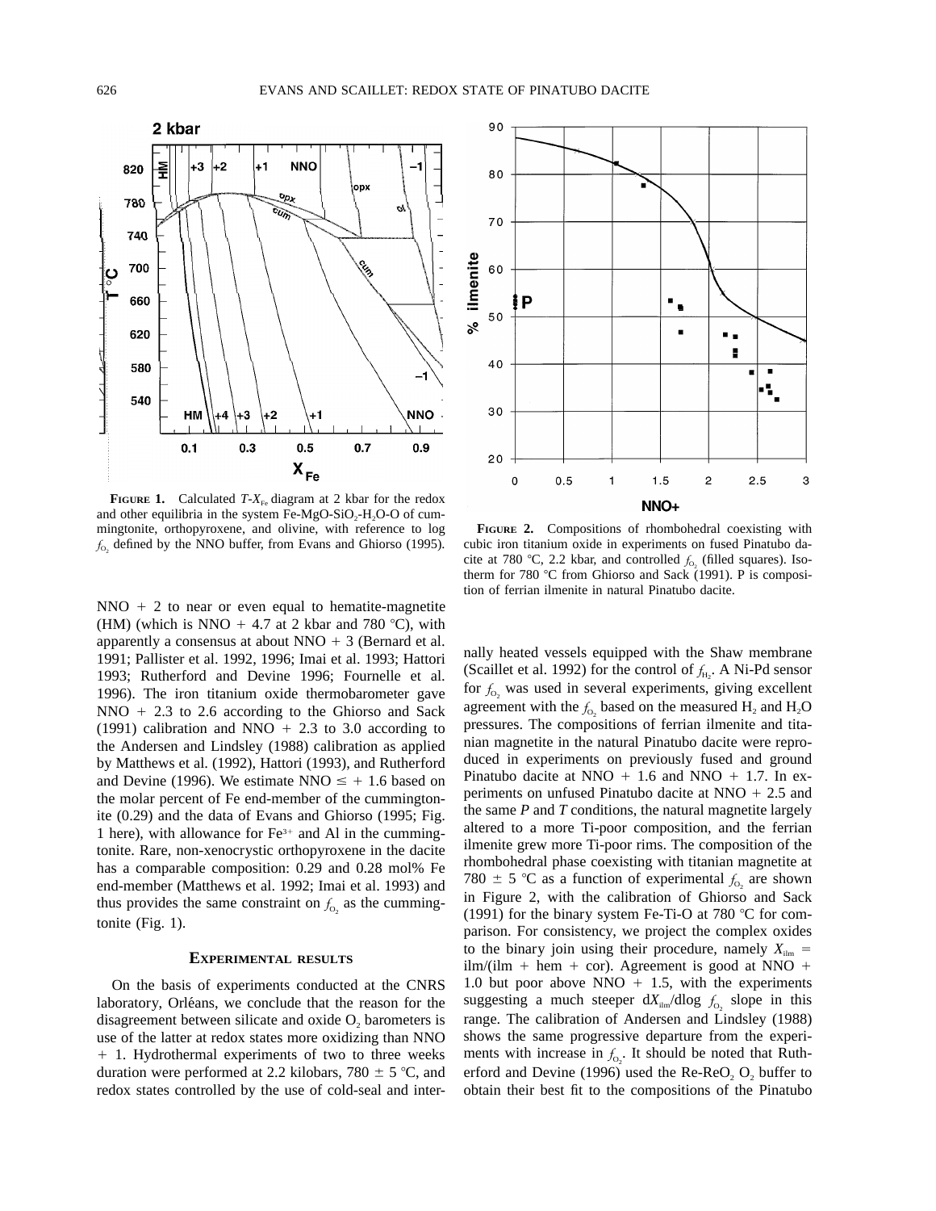**FIGURE 1.** Calculated $T$-$X_{Fe}$ diagram at 2 kbar for the redox and other equilibria in the system Fe-MgO-SiO$_2$-H$_2$O-O of cummingtonite, orthopyroxene, and olivine, with reference to log $f_{O_2}$ defined by the NNO buffer, from Evans and Ghiorso (1995).

**FIGURE 2.** Compositions of rhombohedral coexisting with cubic iron titanium oxide in experiments on fused Pinatubo dacite at 780 °C, 2.2 kbar, and controlled $f_{O_2}$ (filled squares). Isotherm for 780 °C from Ghiorso and Sack (1991). P is composition of ferrian ilmenite in natural Pinatubo dacite.

NNO + 2 to near or even equal to hematite-magnetite (HM) (which is NNO + 4.7 at 2 kbar and 780 °C), with apparently a consensus at about NNO + 3 (Bernard et al. 1991; Pallister et al. 1992, 1996; Imai et al. 1993; Hattori 1993; Rutherford and Devine 1996; Fournelle et al. 1996). The iron titanium oxide thermobarometer gave NNO + 2.3 to 2.6 according to the Ghiorso and Sack (1991) calibration and NNO + 2.3 to 3.0 according to the Andersen and Lindsley (1988) calibration as applied by Matthews et al. (1992), Hattori (1993), and Rutherford and Devine (1996). We estimate NNO ≤ + 1.6 based on the molar percent of Fe end-member of the cummingtonite (0.29) and the data of Evans and Ghiorso (1995; Fig. 1 here), with allowance for $Fe^{3+}$ and Al in the cummingtonite. Rare, non-xenocrystic orthopyroxene in the dacite has a comparable composition: 0.29 and 0.28 mol% Fe end-member (Matthews et al. 1992; Imai et al. 1993) and thus provides the same constraint on $f_{O_2}$ as the cummingtonite (Fig. 1).

## EXPERIMENTAL RESULTS

On the basis of experiments conducted at the CNRS laboratory, Orléans, we conclude that the reason for the disagreement between silicate and oxide $O_2$ barometers is use of the latter at redox states more oxidizing than NNO + 1. Hydrothermal experiments of two to three weeks duration were performed at 2.2 kilobars, 780 ± 5 °C, and redox states controlled by the use of cold-seal and internally heated vessels equipped with the Shaw membrane (Scaillet et al. 1992) for the control of $f_{H_2}$. A Ni-Pd sensor for $f_{O_2}$ was used in several experiments, giving excellent agreement with the $f_{O_2}$ based on the measured $H_2$ and $H_2O$ pressures. The compositions of ferrian ilmenite and titanian magnetite in the natural Pinatubo dacite were reproduced in experiments on previously fused and ground Pinatubo dacite at NNO + 1.6 and NNO + 1.7. In experiments on unfused Pinatubo dacite at NNO + 2.5 and the same $P$ and $T$ conditions, the natural magnetite largely altered to a more Ti-poor composition, and the ferrian ilmenite grew more Ti-poor rims. The composition of the rhombohedral phase coexisting with titanian magnetite at 780 ± 5 °C as a function of experimental $f_{O_2}$ are shown in Figure 2, with the calibration of Ghiorso and Sack (1991) for the binary system Fe-Ti-O at 780 °C for comparison. For consistency, we project the complex oxides to the binary join using their procedure, namely $X_{ilm}$ = ilm/(ilm + hem + cor). Agreement is good at NNO + 1.0 but poor above NNO + 1.5, with the experiments suggesting a much steeper d$X_{ilm}$/dlog $f_{O_2}$ slope in this range. The calibration of Andersen and Lindsley (1988) shows the same progressive departure from the experiments with increase in $f_{O_2}$. It should be noted that Rutherford and Devine (1996) used the Re-ReO$_2$ $O_2$ buffer to obtain their best fit to the compositions of the Pinatubo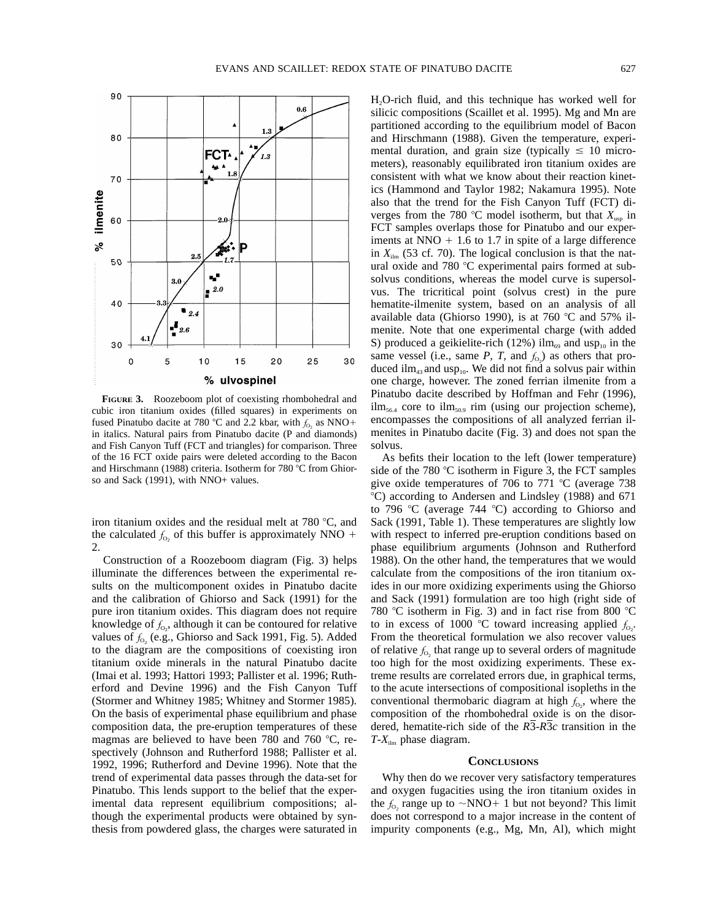**FIGURE 3.** Roozeboom plot of coexisting rhombohedral and cubic iron titanium oxides (filled squares) in experiments on fused Pinatubo dacite at 780 °C and 2.2 kbar, with $f_{O_2}$ as NNO+ in italics. Natural pairs from Pinatubo dacite (P and diamonds) and Fish Canyon Tuff (FCT and triangles) for comparison. Three of the 16 FCT oxide pairs were deleted according to the Bacon and Hirschmann (1988) criteria. Isotherm for 780 °C from Ghiorso and Sack (1991), with NNO+ values.

iron titanium oxides and the residual melt at 780 °C, and the calculated $f_{O_2}$ of this buffer is approximately NNO + 2.

Construction of a Roozeboom diagram (Fig. 3) helps illuminate the differences between the experimental results on the multicomponent oxides in Pinatubo dacite and the calibration of Ghiorso and Sack (1991) for the pure iron titanium oxides. This diagram does not require knowledge of $f_{O_2}$, although it can be contoured for relative values of $f_{O_2}$ (e.g., Ghiorso and Sack 1991, Fig. 5). Added to the diagram are the compositions of coexisting iron titanium oxide minerals in the natural Pinatubo dacite (Imai et al. 1993; Hattori 1993; Pallister et al. 1996; Rutherford and Devine 1996) and the Fish Canyon Tuff (Stormer and Whitney 1985; Whitney and Stormer 1985). On the basis of experimental phase equilibrium and phase composition data, the pre-eruption temperatures of these magmas are believed to have been 780 and 760 °C, respectively (Johnson and Rutherford 1988; Pallister et al. 1992, 1996; Rutherford and Devine 1996). Note that the trend of experimental data passes through the data-set for Pinatubo. This lends support to the belief that the experimental data represent equilibrium compositions; although the experimental products were obtained by synthesis from powdered glass, the charges were saturated in $H_2O$-rich fluid, and this technique has worked well for silicic compositions (Scaillet et al. 1995). Mg and Mn are partitioned according to the equilibrium model of Bacon and Hirschmann (1988). Given the temperature, experimental duration, and grain size (typically ≤ 10 micrometers), reasonably equilibrated iron titanium oxides are consistent with what we know about their reaction kinetics (Hammond and Taylor 1982; Nakamura 1995). Note also that the trend for the Fish Canyon Tuff (FCT) diverges from the 780 °C model isotherm, but that $X_{usp}$ in FCT samples overlaps those for Pinatubo and our experiments at NNO + 1.6 to 1.7 in spite of a large difference in $X_{ilm}$ (53 cf. 70). The logical conclusion is that the natural oxide and 780 °C experimental pairs formed at subsolvus conditions, whereas the model curve is supersolvus. The tricritical point (solvus crest) in the pure hematite-ilmenite system, based on an analysis of all available data (Ghiorso 1990), is at 760 °C and 57% ilmenite. Note that one experimental charge (with added S) produced a geikielite-rich (12%) $ilm_{69}$ and $usp_{10}$ in the same vessel (i.e., same $P$, $T$, and $f_{O_2}$) as others that produced $ilm_{43}$ and $usp_{10}$. We did not find a solvus pair within one charge, however. The zoned ferrian ilmenite from a Pinatubo dacite described by Hoffman and Fehr (1996), $ilm_{56.4}$ core to $ilm_{50.9}$ rim (using our projection scheme), encompasses the compositions of all analyzed ferrian ilmenites in Pinatubo dacite (Fig. 3) and does not span the solvus.

As befits their location to the left (lower temperature) side of the 780 °C isotherm in Figure 3, the FCT samples give oxide temperatures of 706 to 771 °C (average 738 °C) according to Andersen and Lindsley (1988) and 671 to 796 °C (average 744 °C) according to Ghiorso and Sack (1991, Table 1). These temperatures are slightly low with respect to inferred pre-eruption conditions based on phase equilibrium arguments (Johnson and Rutherford 1988). On the other hand, the temperatures that we would calculate from the compositions of the iron titanium oxides in our more oxidizing experiments using the Ghiorso and Sack (1991) formulation are too high (right side of 780 °C isotherm in Fig. 3) and in fact rise from 800 °C to in excess of 1000 °C toward increasing applied $f_{O_2}$. From the theoretical formulation we also recover values of relative $f_{O_2}$ that range up to several orders of magnitude too high for the most oxidizing experiments. These extreme results are correlated errors due, in graphical terms, to the acute intersections of compositional isopleths in the conventional thermobaric diagram at high $f_{O_2}$, where the composition of the rhombohedral oxide is on the disordered, hematite-rich side of the $R\bar{3}$-$R\bar{3}c$ transition in the $T$-$X_{ilm}$ phase diagram.

## CONCLUSIONS

Why then do we recover very satisfactory temperatures and oxygen fugacities using the iron titanium oxides in the $f_{O_2}$ range up to ~NNO+ 1 but not beyond? This limit does not correspond to a major increase in the content of impurity components (e.g., Mg, Mn, Al), which might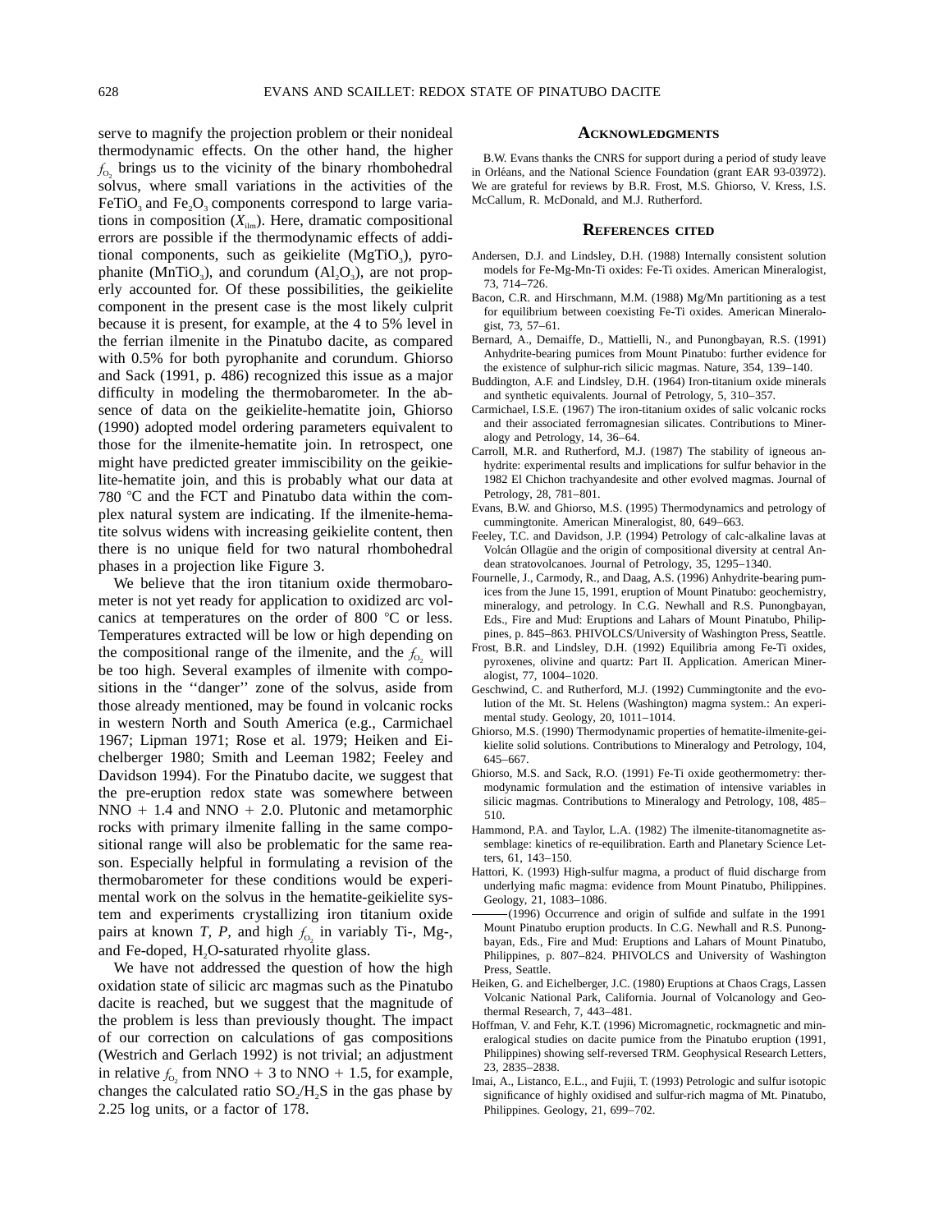serve to magnify the projection problem or their nonideal thermodynamic effects. On the other hand, the higher $f_{O_2}$ brings us to the vicinity of the binary rhombohedral solvus, where small variations in the activities of the $FeTiO_3$ and $Fe_2O_3$ components correspond to large variations in composition ($X_{ilm}$). Here, dramatic compositional errors are possible if the thermodynamic effects of additional components, such as geikielite ($MgTiO_3$), pyrophanite ($MnTiO_3$), and corundum ($Al_2O_3$), are not properly accounted for. Of these possibilities, the geikielite component in the present case is the most likely culprit because it is present, for example, at the 4 to 5% level in the ferrian ilmenite in the Pinatubo dacite, as compared with 0.5% for both pyrophanite and corundum. Ghiorso and Sack (1991, p. 486) recognized this issue as a major difficulty in modeling the thermobarometer. In the absence of data on the geikielite-hematite join, Ghiorso (1990) adopted model ordering parameters equivalent to those for the ilmenite-hematite join. In retrospect, one might have predicted greater immiscibility on the geikielite-hematite join, and this is probably what our data at 780 °C and the FCT and Pinatubo data within the complex natural system are indicating. If the ilmenite-hematite solvus widens with increasing geikielite content, then there is no unique field for two natural rhombohedral phases in a projection like Figure 3.

We believe that the iron titanium oxide thermobarometer is not yet ready for application to oxidized arc volcanics at temperatures on the order of 800 °C or less. Temperatures extracted will be low or high depending on the compositional range of the ilmenite, and the $f_{O_2}$ will be too high. Several examples of ilmenite with compositions in the ''danger'' zone of the solvus, aside from those already mentioned, may be found in volcanic rocks in western North and South America (e.g., Carmichael 1967; Lipman 1971; Rose et al. 1979; Heiken and Eichelberger 1980; Smith and Leeman 1982; Feeley and Davidson 1994). For the Pinatubo dacite, we suggest that the pre-eruption redox state was somewhere between NNO + 1.4 and NNO + 2.0. Plutonic and metamorphic rocks with primary ilmenite falling in the same compositional range will also be problematic for the same reason. Especially helpful in formulating a revision of the thermobarometer for these conditions would be experimental work on the solvus in the hematite-geikielite system and experiments crystallizing iron titanium oxide pairs at known *T*, *P*, and high $f_{O_2}$ in variably Ti-, Mg-, and Fe-doped, $H_2O$-saturated rhyolite glass.

We have not addressed the question of how the high oxidation state of silicic arc magmas such as the Pinatubo dacite is reached, but we suggest that the magnitude of the problem is less than previously thought. The impact of our correction on calculations of gas compositions (Westrich and Gerlach 1992) is not trivial; an adjustment in relative $f_{O_2}$ from NNO + 3 to NNO + 1.5, for example, changes the calculated ratio $SO_2/H_2S$ in the gas phase by 2.25 log units, or a factor of 178.

## Acknowledgments

B.W. Evans thanks the CNRS for support during a period of study leave in Orléans, and the National Science Foundation (grant EAR 93-03972). We are grateful for reviews by B.R. Frost, M.S. Ghiorso, V. Kress, I.S. McCallum, R. McDonald, and M.J. Rutherford.

## References cited

Andersen, D.J. and Lindsley, D.H. (1988) Internally consistent solution models for Fe-Mg-Mn-Ti oxides: Fe-Ti oxides. American Mineralogist, 73, 714–726.

Bacon, C.R. and Hirschmann, M.M. (1988) Mg/Mn partitioning as a test for equilibrium between coexisting Fe-Ti oxides. American Mineralogist, 73, 57–61.

Bernard, A., Demaiffe, D., Mattielli, N., and Punongbayan, R.S. (1991) Anhydrite-bearing pumices from Mount Pinatubo: further evidence for the existence of sulphur-rich silicic magmas. Nature, 354, 139–140.

Buddington, A.F. and Lindsley, D.H. (1964) Iron-titanium oxide minerals and synthetic equivalents. Journal of Petrology, 5, 310–357.

Carmichael, I.S.E. (1967) The iron-titanium oxides of salic volcanic rocks and their associated ferromagnesian silicates. Contributions to Mineralogy and Petrology, 14, 36–64.

Carroll, M.R. and Rutherford, M.J. (1987) The stability of igneous anhydrite: experimental results and implications for sulfur behavior in the 1982 El Chichon trachyandesite and other evolved magmas. Journal of Petrology, 28, 781–801.

Evans, B.W. and Ghiorso, M.S. (1995) Thermodynamics and petrology of cummingtonite. American Mineralogist, 80, 649–663.

Feeley, T.C. and Davidson, J.P. (1994) Petrology of calc-alkaline lavas at Volcán Ollagüe and the origin of compositional diversity at central Andean stratovolcanoes. Journal of Petrology, 35, 1295–1340.

Fournelle, J., Carmody, R., and Daag, A.S. (1996) Anhydrite-bearing pumices from the June 15, 1991, eruption of Mount Pinatubo: geochemistry, mineralogy, and petrology. In C.G. Newhall and R.S. Punongbayan, Eds., Fire and Mud: Eruptions and Lahars of Mount Pinatubo, Philippines, p. 845–863. PHIVOLCS/University of Washington Press, Seattle.

Frost, B.R. and Lindsley, D.H. (1992) Equilibria among Fe-Ti oxides, pyroxenes, olivine and quartz: Part II. Application. American Mineralogist, 77, 1004–1020.

Geschwind, C. and Rutherford, M.J. (1992) Cummingtonite and the evolution of the Mt. St. Helens (Washington) magma system.: An experimental study. Geology, 20, 1011–1014.

Ghiorso, M.S. (1990) Thermodynamic properties of hematite-ilmenite-geikielite solid solutions. Contributions to Mineralogy and Petrology, 104, 645–667.

Ghiorso, M.S. and Sack, R.O. (1991) Fe-Ti oxide geothermometry: thermodynamic formulation and the estimation of intensive variables in silicic magmas. Contributions to Mineralogy and Petrology, 108, 485–510.

Hammond, P.A. and Taylor, L.A. (1982) The ilmenite-titanomagnetite assemblage: kinetics of re-equilibration. Earth and Planetary Science Letters, 61, 143–150.

Hattori, K. (1993) High-sulfur magma, a product of fluid discharge from underlying mafic magma: evidence from Mount Pinatubo, Philippines. Geology, 21, 1083–1086.

——— (1996) Occurrence and origin of sulfide and sulfate in the 1991 Mount Pinatubo eruption products. In C.G. Newhall and R.S. Punongbayan, Eds., Fire and Mud: Eruptions and Lahars of Mount Pinatubo, Philippines, p. 807–824. PHIVOLCS and University of Washington Press, Seattle.

Heiken, G. and Eichelberger, J.C. (1980) Eruptions at Chaos Crags, Lassen Volcanic National Park, California. Journal of Volcanology and Geothermal Research, 7, 443–481.

Hoffman, V. and Fehr, K.T. (1996) Micromagnetic, rockmagnetic and mineralogical studies on dacite pumice from the Pinatubo eruption (1991, Philippines) showing self-reversed TRM. Geophysical Research Letters, 23, 2835–2838.

Imai, A., Listanco, E.L., and Fujii, T. (1993) Petrologic and sulfur isotopic significance of highly oxidised and sulfur-rich magma of Mt. Pinatubo, Philippines. Geology, 21, 699–702.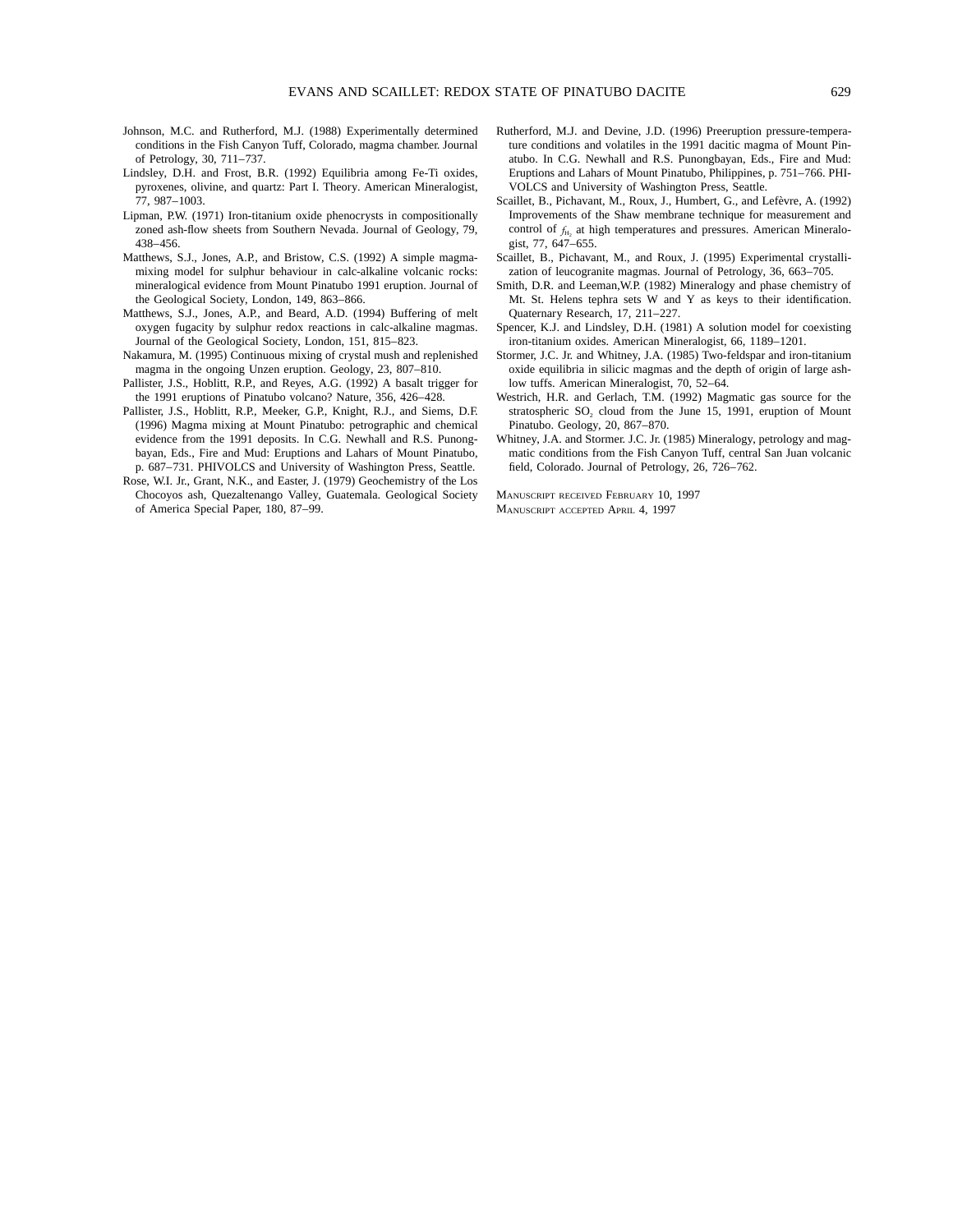Johnson, M.C. and Rutherford, M.J. (1988) Experimentally determined conditions in the Fish Canyon Tuff, Colorado, magma chamber. Journal of Petrology, 30, 711–737.

Lindsley, D.H. and Frost, B.R. (1992) Equilibria among Fe-Ti oxides, pyroxenes, olivine, and quartz: Part I. Theory. American Mineralogist, 77, 987–1003.

Lipman, P.W. (1971) Iron-titanium oxide phenocrysts in compositionally zoned ash-flow sheets from Southern Nevada. Journal of Geology, 79, 438–456.

Matthews, S.J., Jones, A.P., and Bristow, C.S. (1992) A simple magma-mixing model for sulphur behaviour in calc-alkaline volcanic rocks: mineralogical evidence from Mount Pinatubo 1991 eruption. Journal of the Geological Society, London, 149, 863–866.

Matthews, S.J., Jones, A.P., and Beard, A.D. (1994) Buffering of melt oxygen fugacity by sulphur redox reactions in calc-alkaline magmas. Journal of the Geological Society, London, 151, 815–823.

Nakamura, M. (1995) Continuous mixing of crystal mush and replenished magma in the ongoing Unzen eruption. Geology, 23, 807–810.

Pallister, J.S., Hoblitt, R.P., and Reyes, A.G. (1992) A basalt trigger for the 1991 eruptions of Pinatubo volcano? Nature, 356, 426–428.

Pallister, J.S., Hoblitt, R.P., Meeker, G.P., Knight, R.J., and Siems, D.F. (1996) Magma mixing at Mount Pinatubo: petrographic and chemical evidence from the 1991 deposits. In C.G. Newhall and R.S. Punongbayan, Eds., Fire and Mud: Eruptions and Lahars of Mount Pinatubo, p. 687–731. PHIVOLCS and University of Washington Press, Seattle.

Rose, W.I. Jr., Grant, N.K., and Easter, J. (1979) Geochemistry of the Los Chocoyos ash, Quezaltenango Valley, Guatemala. Geological Society of America Special Paper, 180, 87–99.

Rutherford, M.J. and Devine, J.D. (1996) Preeruption pressure-temperature conditions and volatiles in the 1991 dacitic magma of Mount Pinatubo. In C.G. Newhall and R.S. Punongbayan, Eds., Fire and Mud: Eruptions and Lahars of Mount Pinatubo, Philippines, p. 751–766. PHIVOLCS and University of Washington Press, Seattle.

Scaillet, B., Pichavant, M., Roux, J., Humbert, G., and Lefèvre, A. (1992) Improvements of the Shaw membrane technique for measurement and control of $f_{H_2}$ at high temperatures and pressures. American Mineralogist, 77, 647–655.

Scaillet, B., Pichavant, M., and Roux, J. (1995) Experimental crystallization of leucogranite magmas. Journal of Petrology, 36, 663–705.

Smith, D.R. and Leeman,W.P. (1982) Mineralogy and phase chemistry of Mt. St. Helens tephra sets W and Y as keys to their identification. Quaternary Research, 17, 211–227.

Spencer, K.J. and Lindsley, D.H. (1981) A solution model for coexisting iron-titanium oxides. American Mineralogist, 66, 1189–1201.

Stormer, J.C. Jr. and Whitney, J.A. (1985) Two-feldspar and iron-titanium oxide equilibria in silicic magmas and the depth of origin of large ash-low tuffs. American Mineralogist, 70, 52–64.

Westrich, H.R. and Gerlach, T.M. (1992) Magmatic gas source for the stratospheric $SO_2$ cloud from the June 15, 1991, eruption of Mount Pinatubo. Geology, 20, 867–870.

Whitney, J.A. and Stormer. J.C. Jr. (1985) Mineralogy, petrology and magmatic conditions from the Fish Canyon Tuff, central San Juan volcanic field, Colorado. Journal of Petrology, 26, 726–762.

Manuscript received February 10, 1997
Manuscript accepted April 4, 1997